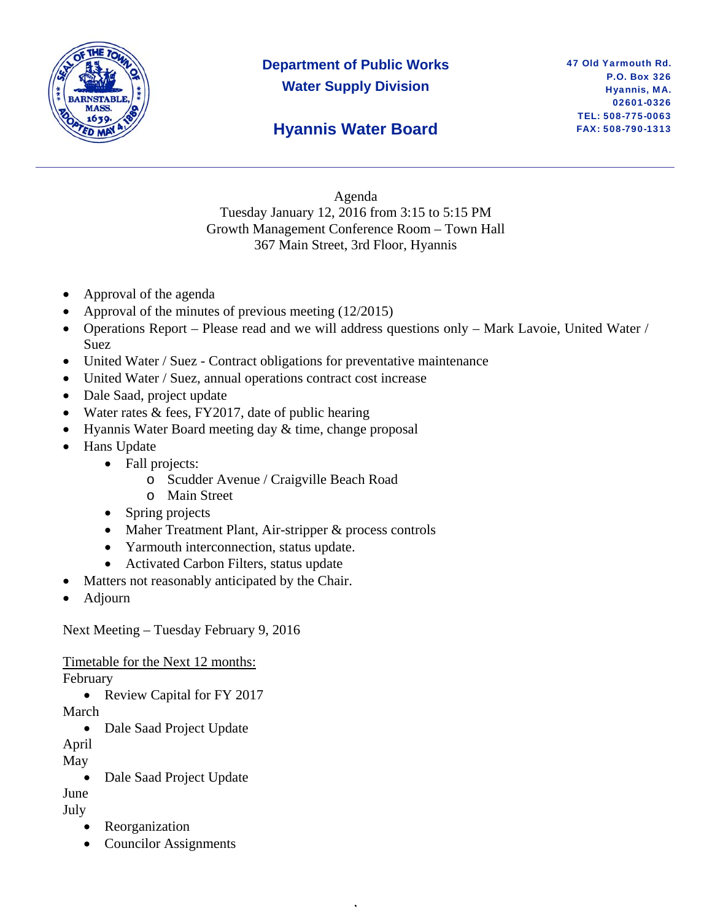**Department of Public Works**
**Water Supply Division**

# Hyannis Water Board

47 Old Yarmouth Rd.
P.O. Box 326
Hyannis, MA.
02601-0326
TEL: 508-775-0063
FAX: 508-790-1313

---

Agenda
Tuesday January 12, 2016 from 3:15 to 5:15 PM
Growth Management Conference Room – Town Hall
367 Main Street, 3rd Floor, Hyannis

- Approval of the agenda
- Approval of the minutes of previous meeting (12/2015)
- Operations Report – Please read and we will address questions only – Mark Lavoie, United Water / Suez
- United Water / Suez - Contract obligations for preventative maintenance
- United Water / Suez, annual operations contract cost increase
- Dale Saad, project update
- Water rates & fees, FY2017, date of public hearing
- Hyannis Water Board meeting day & time, change proposal
- Hans Update
  - Fall projects:
    - Scudder Avenue / Craigville Beach Road
    - Main Street
  - Spring projects
  - Maher Treatment Plant, Air-stripper & process controls
  - Yarmouth interconnection, status update.
  - Activated Carbon Filters, status update
- Matters not reasonably anticipated by the Chair.
- Adjourn

Next Meeting – Tuesday February 9, 2016

<u>Timetable for the Next 12 months:</u>

February
- Review Capital for FY 2017

March
- Dale Saad Project Update

April

May
- Dale Saad Project Update

June

July
- Reorganization
- Councilor Assignments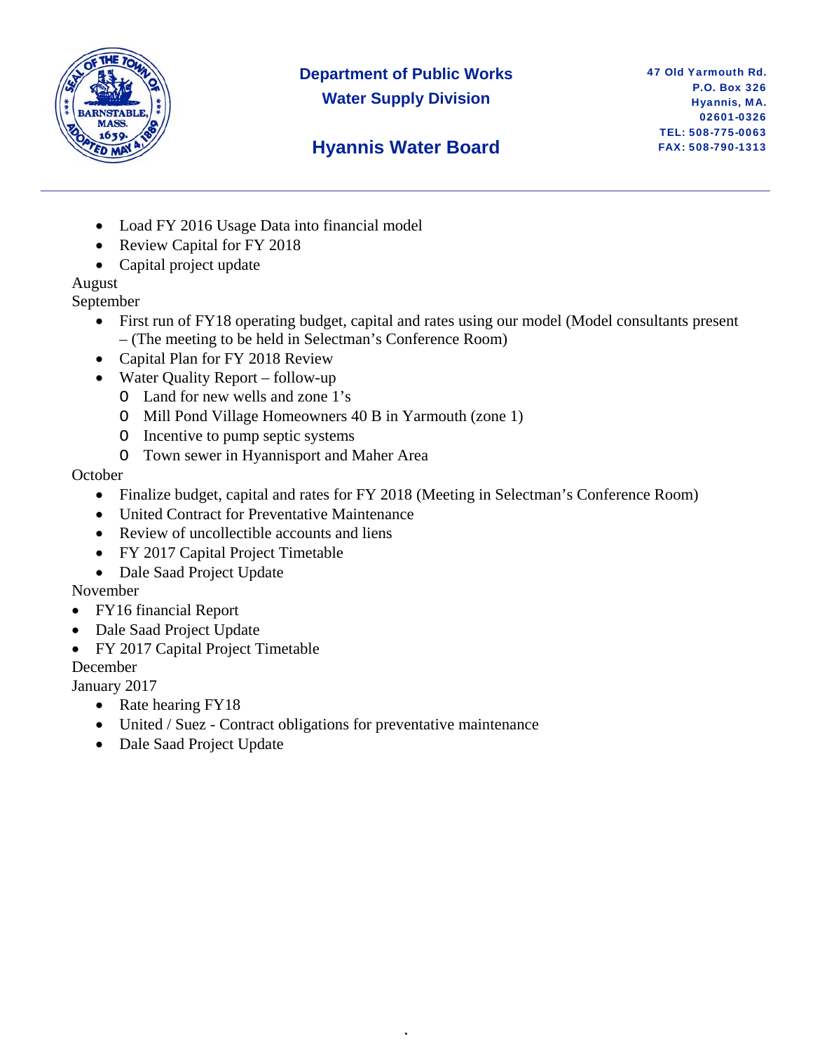**Department of Public Works**
**Water Supply Division**

**Hyannis Water Board**

47 Old Yarmouth Rd.
P.O. Box 326
Hyannis, MA.
02601-0326
TEL: 508-775-0063
FAX: 508-790-1313

---

- Load FY 2016 Usage Data into financial model
- Review Capital for FY 2018
- Capital project update

August

September

- First run of FY18 operating budget, capital and rates using our model (Model consultants present – (The meeting to be held in Selectman's Conference Room)
- Capital Plan for FY 2018 Review
- Water Quality Report – follow-up
  - Land for new wells and zone 1's
  - Mill Pond Village Homeowners 40 B in Yarmouth (zone 1)
  - Incentive to pump septic systems
  - Town sewer in Hyannisport and Maher Area

October

- Finalize budget, capital and rates for FY 2018 (Meeting in Selectman's Conference Room)
- United Contract for Preventative Maintenance
- Review of uncollectible accounts and liens
- FY 2017 Capital Project Timetable
- Dale Saad Project Update

November

- FY16 financial Report
- Dale Saad Project Update
- FY 2017 Capital Project Timetable

December

January 2017

- Rate hearing FY18
- United / Suez - Contract obligations for preventative maintenance
- Dale Saad Project Update